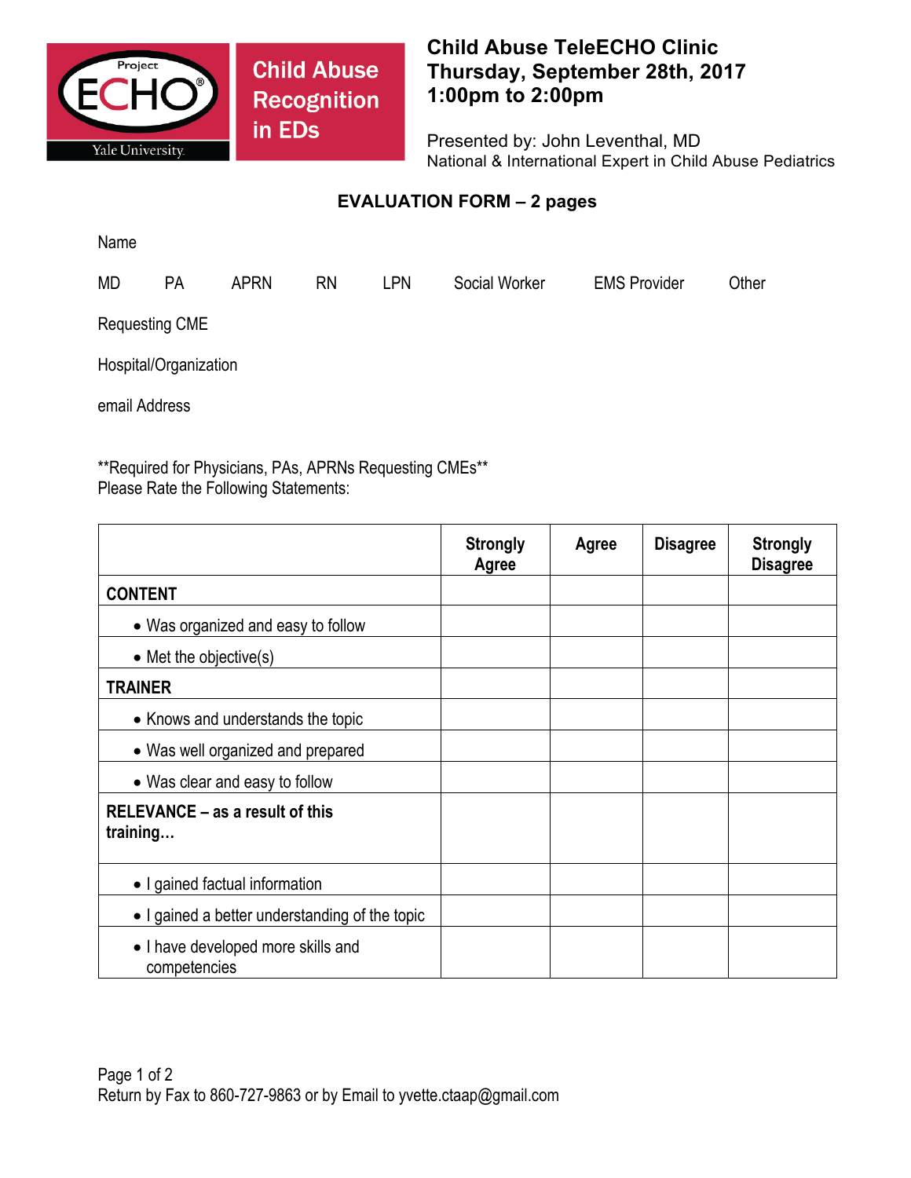Project ECHO® Yale University

Child Abuse Recognition in EDs

# Child Abuse TeleECHO Clinic
# Thursday, September 28th, 2017
# 1:00pm to 2:00pm

Presented by: John Leventhal, MD
National & International Expert in Child Abuse Pediatrics

## EVALUATION FORM – 2 pages

Name

MD PA APRN RN LPN Social Worker EMS Provider Other

Requesting CME

Hospital/Organization

email Address

**Required for Physicians, PAs, APRNs Requesting CMEs**
Please Rate the Following Statements:

| | Strongly Agree | Agree | Disagree | Strongly Disagree |
|---|---|---|---|---|
| **CONTENT** | | | | |
| • Was organized and easy to follow | | | | |
| • Met the objective(s) | | | | |
| **TRAINER** | | | | |
| • Knows and understands the topic | | | | |
| • Was well organized and prepared | | | | |
| • Was clear and easy to follow | | | | |
| **RELEVANCE – as a result of this training…** | | | | |
| • I gained factual information | | | | |
| • I gained a better understanding of the topic | | | | |
| • I have developed more skills and competencies | | | | |

Return by Fax to 860-727-9863 or by Email to yvette.ctaap@gmail.com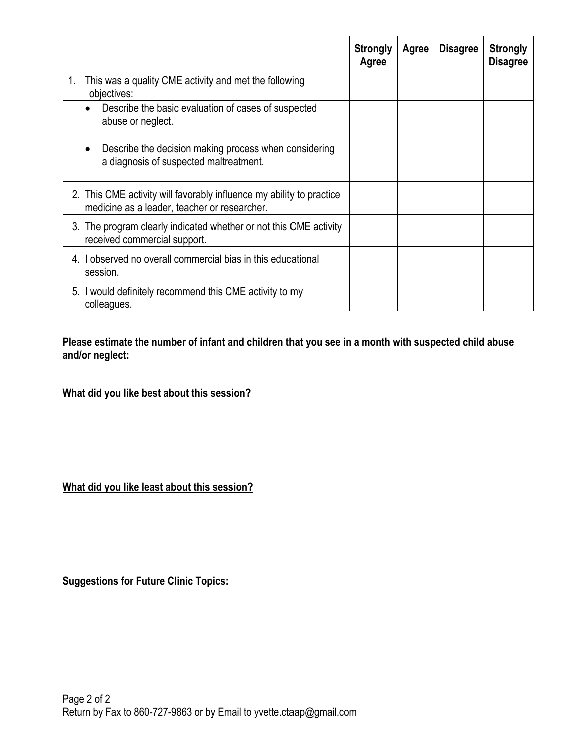| | Strongly Agree | Agree | Disagree | Strongly Disagree |
|---|---|---|---|---|
| 1. This was a quality CME activity and met the following objectives: | | | | |
| • Describe the basic evaluation of cases of suspected abuse or neglect. | | | | |
| • Describe the decision making process when considering a diagnosis of suspected maltreatment. | | | | |
| 2. This CME activity will favorably influence my ability to practice medicine as a leader, teacher or researcher. | | | | |
| 3. The program clearly indicated whether or not this CME activity received commercial support. | | | | |
| 4. I observed no overall commercial bias in this educational session. | | | | |
| 5. I would definitely recommend this CME activity to my colleagues. | | | | |

**Please estimate the number of infant and children that you see in a month with suspected child abuse and/or neglect:**

**What did you like best about this session?**

**What did you like least about this session?**

**Suggestions for Future Clinic Topics:**

Return by Fax to 860-727-9863 or by Email to yvette.ctaap@gmail.com